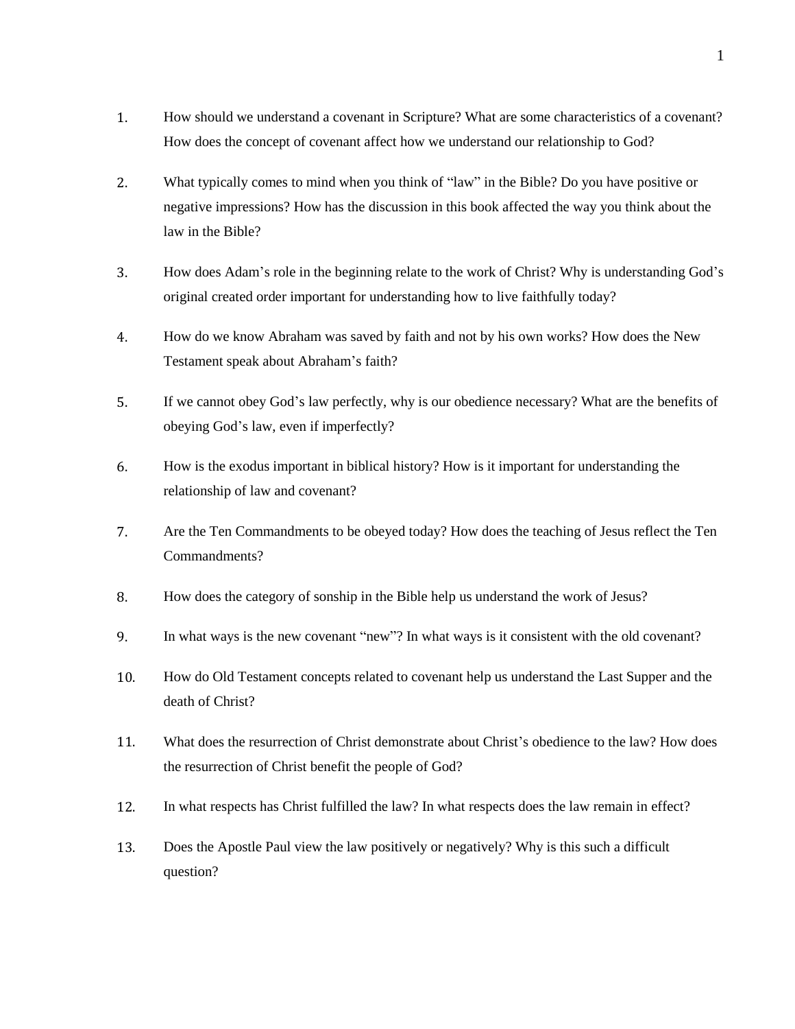1. How should we understand a covenant in Scripture? What are some characteristics of a covenant? How does the concept of covenant affect how we understand our relationship to God?

2. What typically comes to mind when you think of "law" in the Bible? Do you have positive or negative impressions? How has the discussion in this book affected the way you think about the law in the Bible?

3. How does Adam's role in the beginning relate to the work of Christ? Why is understanding God's original created order important for understanding how to live faithfully today?

4. How do we know Abraham was saved by faith and not by his own works? How does the New Testament speak about Abraham's faith?

5. If we cannot obey God's law perfectly, why is our obedience necessary? What are the benefits of obeying God's law, even if imperfectly?

6. How is the exodus important in biblical history? How is it important for understanding the relationship of law and covenant?

7. Are the Ten Commandments to be obeyed today? How does the teaching of Jesus reflect the Ten Commandments?

8. How does the category of sonship in the Bible help us understand the work of Jesus?

9. In what ways is the new covenant "new"? In what ways is it consistent with the old covenant?

10. How do Old Testament concepts related to covenant help us understand the Last Supper and the death of Christ?

11. What does the resurrection of Christ demonstrate about Christ's obedience to the law? How does the resurrection of Christ benefit the people of God?

12. In what respects has Christ fulfilled the law? In what respects does the law remain in effect?

13. Does the Apostle Paul view the law positively or negatively? Why is this such a difficult question?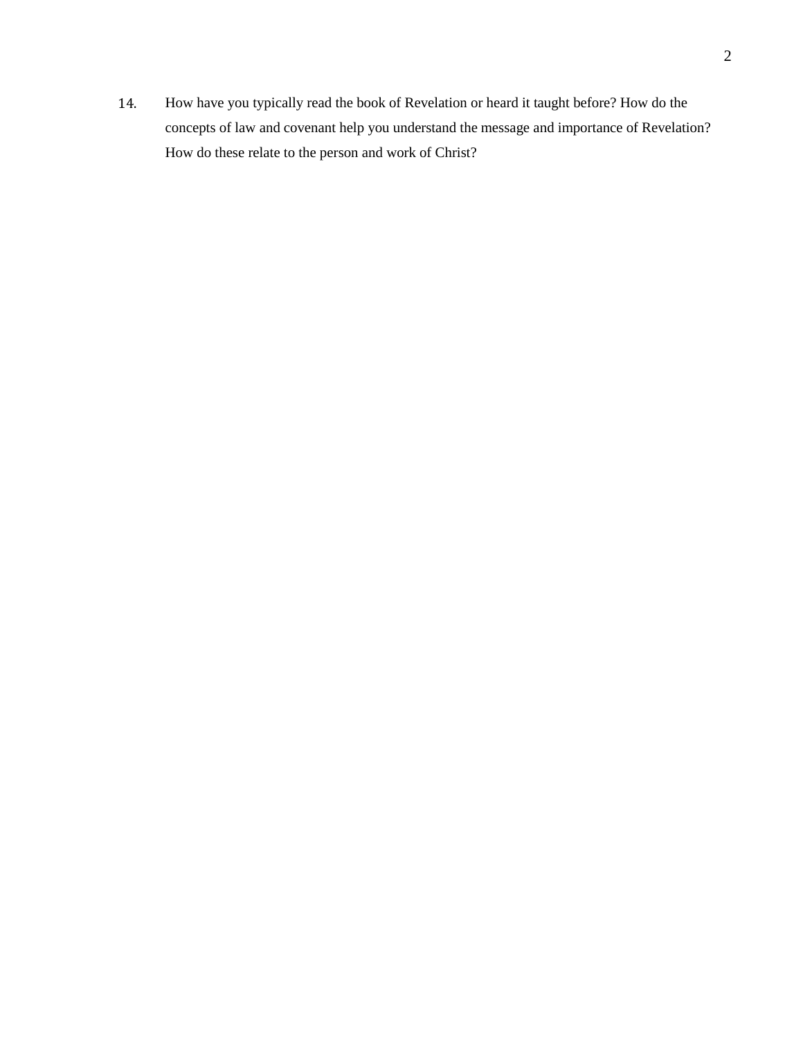14. How have you typically read the book of Revelation or heard it taught before? How do the concepts of law and covenant help you understand the message and importance of Revelation? How do these relate to the person and work of Christ?